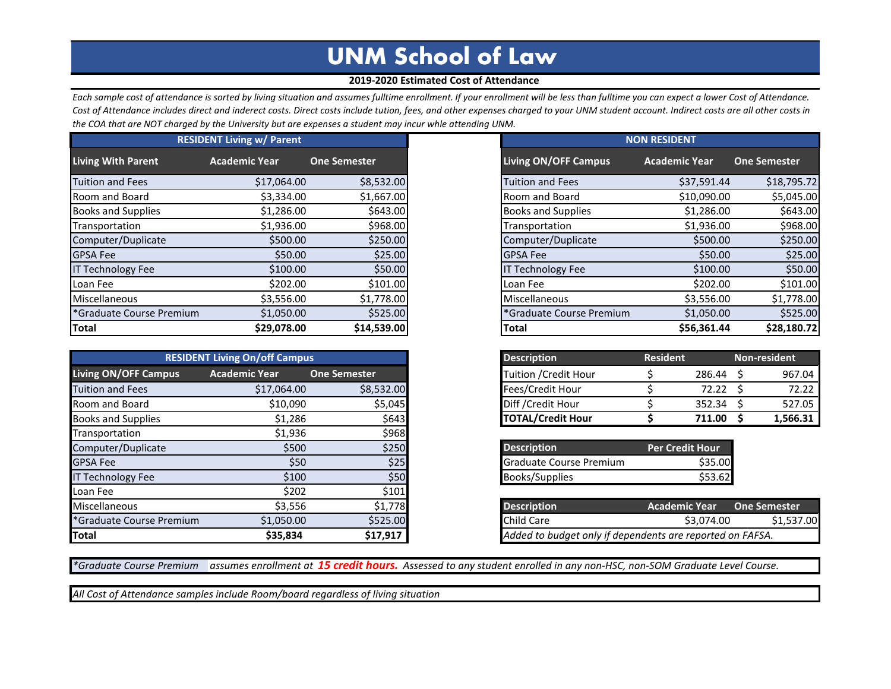# UNM School of Law

**2019-2020 Estimated Cost of Attendance**

*Each sample cost of attendance is sorted by living situation and assumes fulltime enrollment. If your enrollment will be less than fulltime you can expect a lower Cost of Attendance. Cost of Attendance includes direct and inderect costs. Direct costs include tution, fees, and other expenses charged to your UNM student account. Indirect costs are all other costs in the COA that are NOT charged by the University but are expenses a student may incur whle attending UNM.*

| RESIDENT Living w/ Parent | | |
|---|---|---|
| **Living With Parent** | **Academic Year** | **One Semester** |
| Tuition and Fees | $17,064.00 | $8,532.00 |
| Room and Board | $3,334.00 | $1,667.00 |
| Books and Supplies | $1,286.00 | $643.00 |
| Transportation | $1,936.00 | $968.00 |
| Computer/Duplicate | $500.00 | $250.00 |
| GPSA Fee | $50.00 | $25.00 |
| IT Technology Fee | $100.00 | $50.00 |
| Loan Fee | $202.00 | $101.00 |
| Miscellaneous | $3,556.00 | $1,778.00 |
| *Graduate Course Premium | $1,050.00 | $525.00 |
| **Total** | **$29,078.00** | **$14,539.00** |

| NON RESIDENT | | |
|---|---|---|
| **Living ON/OFF Campus** | **Academic Year** | **One Semester** |
| Tuition and Fees | $37,591.44 | $18,795.72 |
| Room and Board | $10,090.00 | $5,045.00 |
| Books and Supplies | $1,286.00 | $643.00 |
| Transportation | $1,936.00 | $968.00 |
| Computer/Duplicate | $500.00 | $250.00 |
| GPSA Fee | $50.00 | $25.00 |
| IT Technology Fee | $100.00 | $50.00 |
| Loan Fee | $202.00 | $101.00 |
| Miscellaneous | $3,556.00 | $1,778.00 |
| *Graduate Course Premium | $1,050.00 | $525.00 |
| **Total** | **$56,361.44** | **$28,180.72** |

| RESIDENT Living On/off Campus | | |
|---|---|---|
| **Living ON/OFF Campus** | **Academic Year** | **One Semester** |
| Tuition and Fees | $17,064.00 | $8,532.00 |
| Room and Board | $10,090 | $5,045 |
| Books and Supplies | $1,286 | $643 |
| Transportation | $1,936 | $968 |
| Computer/Duplicate | $500 | $250 |
| GPSA Fee | $50 | $25 |
| IT Technology Fee | $100 | $50 |
| Loan Fee | $202 | $101 |
| Miscellaneous | $3,556 | $1,778 |
| *Graduate Course Premium | $1,050.00 | $525.00 |
| **Total** | **$35,834** | **$17,917** |

| Description | Resident | Non-resident |
|---|---|---|
| Tuition /Credit Hour | $ 286.44 | $ 967.04 |
| Fees/Credit Hour | $ 72.22 | $ 72.22 |
| Diff /Credit Hour | $ 352.34 | $ 527.05 |
| **TOTAL/Credit Hour** | **$ 711.00** | **$ 1,566.31** |

| Description | Per Credit Hour |
|---|---|
| Graduate Course Premium | $35.00 |
| Books/Supplies | $53.62 |

| Description | Academic Year | One Semester |
|---|---|---|
| Child Care | $3,074.00 | $1,537.00 |
| *Added to budget only if dependents are reported on FAFSA.* | | |

*\*Graduate Course Premium assumes enrollment at* ***15 credit hours.*** *Assessed to any student enrolled in any non-HSC, non-SOM Graduate Level Course.*

*All Cost of Attendance samples include Room/board regardless of living situation*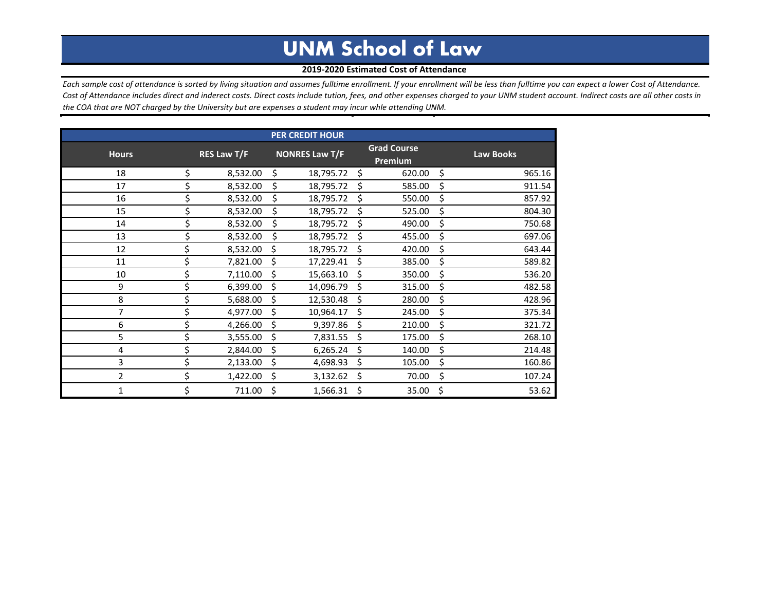# UNM School of Law

**2019-2020 Estimated Cost of Attendance**

*Each sample cost of attendance is sorted by living situation and assumes fulltime enrollment. If your enrollment will be less than fulltime you can expect a lower Cost of Attendance. Cost of Attendance includes direct and inderect costs. Direct costs include tution, fees, and other expenses charged to your UNM student account. Indirect costs are all other costs in the COA that are NOT charged by the University but are expenses a student may incur whle attending UNM.*

| PER CREDIT HOUR | | | | |
|---|---|---|---|---|
| **Hours** | **RES Law T/F** | **NONRES Law T/F** | **Grad Course Premium** | **Law Books** |
| 18 | $ 8,532.00 | $ 18,795.72 | $ 620.00 | $ 965.16 |
| 17 | $ 8,532.00 | $ 18,795.72 | $ 585.00 | $ 911.54 |
| 16 | $ 8,532.00 | $ 18,795.72 | $ 550.00 | $ 857.92 |
| 15 | $ 8,532.00 | $ 18,795.72 | $ 525.00 | $ 804.30 |
| 14 | $ 8,532.00 | $ 18,795.72 | $ 490.00 | $ 750.68 |
| 13 | $ 8,532.00 | $ 18,795.72 | $ 455.00 | $ 697.06 |
| 12 | $ 8,532.00 | $ 18,795.72 | $ 420.00 | $ 643.44 |
| 11 | $ 7,821.00 | $ 17,229.41 | $ 385.00 | $ 589.82 |
| 10 | $ 7,110.00 | $ 15,663.10 | $ 350.00 | $ 536.20 |
| 9 | $ 6,399.00 | $ 14,096.79 | $ 315.00 | $ 482.58 |
| 8 | $ 5,688.00 | $ 12,530.48 | $ 280.00 | $ 428.96 |
| 7 | $ 4,977.00 | $ 10,964.17 | $ 245.00 | $ 375.34 |
| 6 | $ 4,266.00 | $ 9,397.86 | $ 210.00 | $ 321.72 |
| 5 | $ 3,555.00 | $ 7,831.55 | $ 175.00 | $ 268.10 |
| 4 | $ 2,844.00 | $ 6,265.24 | $ 140.00 | $ 214.48 |
| 3 | $ 2,133.00 | $ 4,698.93 | $ 105.00 | $ 160.86 |
| 2 | $ 1,422.00 | $ 3,132.62 | $ 70.00 | $ 107.24 |
| 1 | $ 711.00 | $ 1,566.31 | $ 35.00 | $ 53.62 |